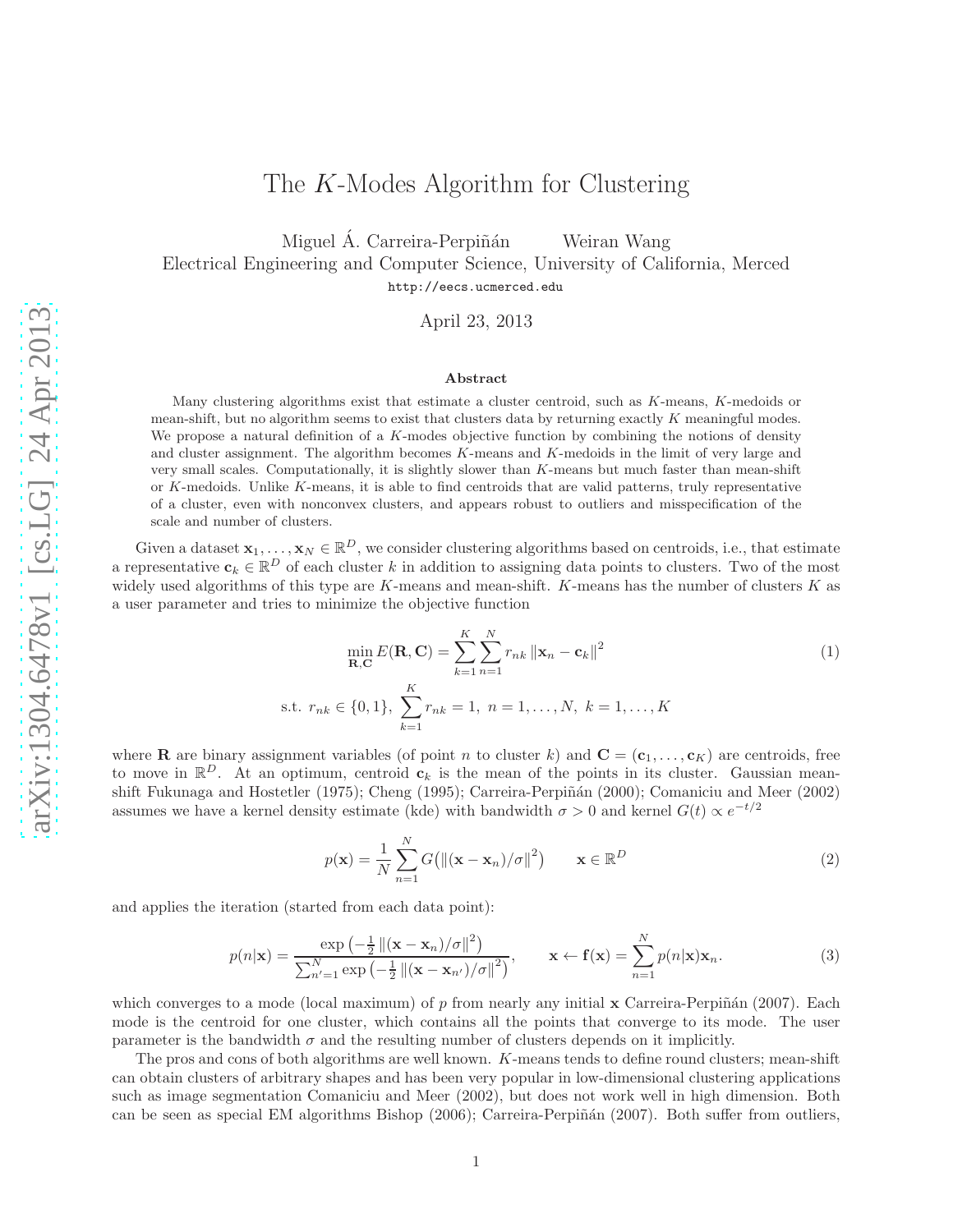# The $K$-Modes Algorithm for Clustering

Miguel Á. Carreira-Perpiñán  Weiran Wang

Electrical Engineering and Computer Science, University of California, Merced

http://eecs.ucmerced.edu

April 23, 2013

### Abstract

Many clustering algorithms exist that estimate a cluster centroid, such as $K$-means, $K$-medoids or mean-shift, but no algorithm seems to exist that clusters data by returning exactly $K$ meaningful modes. We propose a natural definition of a $K$-modes objective function by combining the notions of density and cluster assignment. The algorithm becomes $K$-means and $K$-medoids in the limit of very large and very small scales. Computationally, it is slightly slower than $K$-means but much faster than mean-shift or $K$-medoids. Unlike $K$-means, it is able to find centroids that are valid patterns, truly representative of a cluster, even with nonconvex clusters, and appears robust to outliers and misspecification of the scale and number of clusters.

Given a dataset $\mathbf{x}_1, \dots, \mathbf{x}_N \in \mathbb{R}^D$, we consider clustering algorithms based on centroids, i.e., that estimate a representative $\mathbf{c}_k \in \mathbb{R}^D$ of each cluster $k$ in addition to assigning data points to clusters. Two of the most widely used algorithms of this type are $K$-means and mean-shift. $K$-means has the number of clusters $K$ as a user parameter and tries to minimize the objective function

$$\min_{\mathbf{R},\mathbf{C}} E(\mathbf{R},\mathbf{C}) = \sum_{k=1}^{K} \sum_{n=1}^{N} r_{nk} \left\| \mathbf{x}_n - \mathbf{c}_k \right\|^2 \tag{1}$$

$$\text{s.t. } r_{nk} \in \{0,1\}, \ \sum_{k=1}^{K} r_{nk} = 1, \ n = 1, \dots, N, \ k = 1, \dots, K$$

where $\mathbf{R}$ are binary assignment variables (of point $n$ to cluster $k$) and $\mathbf{C} = (\mathbf{c}_1, \dots, \mathbf{c}_K)$ are centroids, free to move in $\mathbb{R}^D$. At an optimum, centroid $\mathbf{c}_k$ is the mean of the points in its cluster. Gaussian mean-shift Fukunaga and Hostetler (1975); Cheng (1995); Carreira-Perpiñán (2000); Comaniciu and Meer (2002) assumes we have a kernel density estimate (kde) with bandwidth $\sigma > 0$ and kernel $G(t) \propto e^{-t/2}$

$$p(\mathbf{x}) = \frac{1}{N} \sum_{n=1}^{N} G\big( \left\| (\mathbf{x} - \mathbf{x}_n)/\sigma \right\|^2 \big) \qquad \mathbf{x} \in \mathbb{R}^D \tag{2}$$

and applies the iteration (started from each data point):

$$p(n|\mathbf{x}) = \frac{\exp\left( -\frac{1}{2} \left\| (\mathbf{x} - \mathbf{x}_n)/\sigma \right\|^2 \right)}{\sum_{n'=1}^{N} \exp\left( -\frac{1}{2} \left\| (\mathbf{x} - \mathbf{x}_{n'})/\sigma \right\|^2 \right)}, \qquad \mathbf{x} \leftarrow \mathbf{f}(\mathbf{x}) = \sum_{n=1}^{N} p(n|\mathbf{x}) \mathbf{x}_n. \tag{3}$$

which converges to a mode (local maximum) of $p$ from nearly any initial $\mathbf{x}$ Carreira-Perpiñán (2007). Each mode is the centroid for one cluster, which contains all the points that converge to its mode. The user parameter is the bandwidth $\sigma$ and the resulting number of clusters depends on it implicitly.

The pros and cons of both algorithms are well known. $K$-means tends to define round clusters; mean-shift can obtain clusters of arbitrary shapes and has been very popular in low-dimensional clustering applications such as image segmentation Comaniciu and Meer (2002), but does not work well in high dimension. Both can be seen as special EM algorithms Bishop (2006); Carreira-Perpiñán (2007). Both suffer from outliers,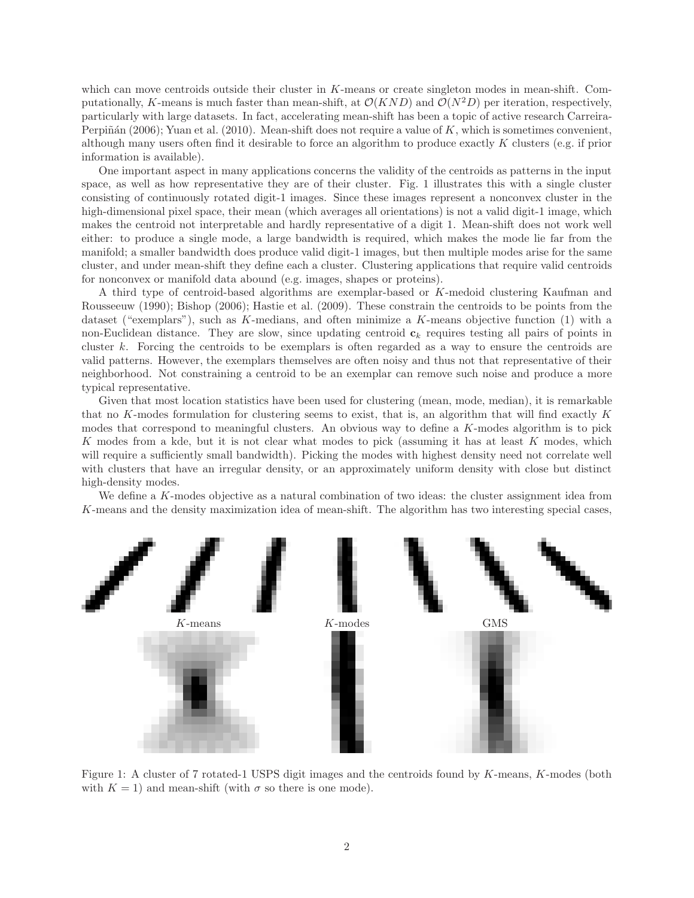which can move centroids outside their cluster in $K$-means or create singleton modes in mean-shift. Computationally, $K$-means is much faster than mean-shift, at $\mathcal{O}(KND)$ and $\mathcal{O}(N^2D)$ per iteration, respectively, particularly with large datasets. In fact, accelerating mean-shift has been a topic of active research Carreira-Perpiñán (2006); Yuan et al. (2010). Mean-shift does not require a value of $K$, which is sometimes convenient, although many users often find it desirable to force an algorithm to produce exactly $K$ clusters (e.g. if prior information is available).

One important aspect in many applications concerns the validity of the centroids as patterns in the input space, as well as how representative they are of their cluster. Fig. 1 illustrates this with a single cluster consisting of continuously rotated digit-1 images. Since these images represent a nonconvex cluster in the high-dimensional pixel space, their mean (which averages all orientations) is not a valid digit-1 image, which makes the centroid not interpretable and hardly representative of a digit 1. Mean-shift does not work well either: to produce a single mode, a large bandwidth is required, which makes the mode lie far from the manifold; a smaller bandwidth does produce valid digit-1 images, but then multiple modes arise for the same cluster, and under mean-shift they define each a cluster. Clustering applications that require valid centroids for nonconvex or manifold data abound (e.g. images, shapes or proteins).

A third type of centroid-based algorithms are exemplar-based or $K$-medoid clustering Kaufman and Rousseeuw (1990); Bishop (2006); Hastie et al. (2009). These constrain the centroids to be points from the dataset ("exemplars"), such as $K$-medians, and often minimize a $K$-means objective function (1) with a non-Euclidean distance. They are slow, since updating centroid $\mathbf{c}_k$ requires testing all pairs of points in cluster $k$. Forcing the centroids to be exemplars is often regarded as a way to ensure the centroids are valid patterns. However, the exemplars themselves are often noisy and thus not that representative of their neighborhood. Not constraining a centroid to be an exemplar can remove such noise and produce a more typical representative.

Given that most location statistics have been used for clustering (mean, mode, median), it is remarkable that no $K$-modes formulation for clustering seems to exist, that is, an algorithm that will find exactly $K$ modes that correspond to meaningful clusters. An obvious way to define a $K$-modes algorithm is to pick $K$ modes from a kde, but it is not clear what modes to pick (assuming it has at least $K$ modes, which will require a sufficiently small bandwidth). Picking the modes with highest density need not correlate well with clusters that have an irregular density, or an approximately uniform density with close but distinct high-density modes.

We define a $K$-modes objective as a natural combination of two ideas: the cluster assignment idea from $K$-means and the density maximization idea of mean-shift. The algorithm has two interesting special cases,

$K$-means $K$-modes GMS

Figure 1: A cluster of 7 rotated-1 USPS digit images and the centroids found by $K$-means, $K$-modes (both with $K = 1$) and mean-shift (with $\sigma$ so there is one mode).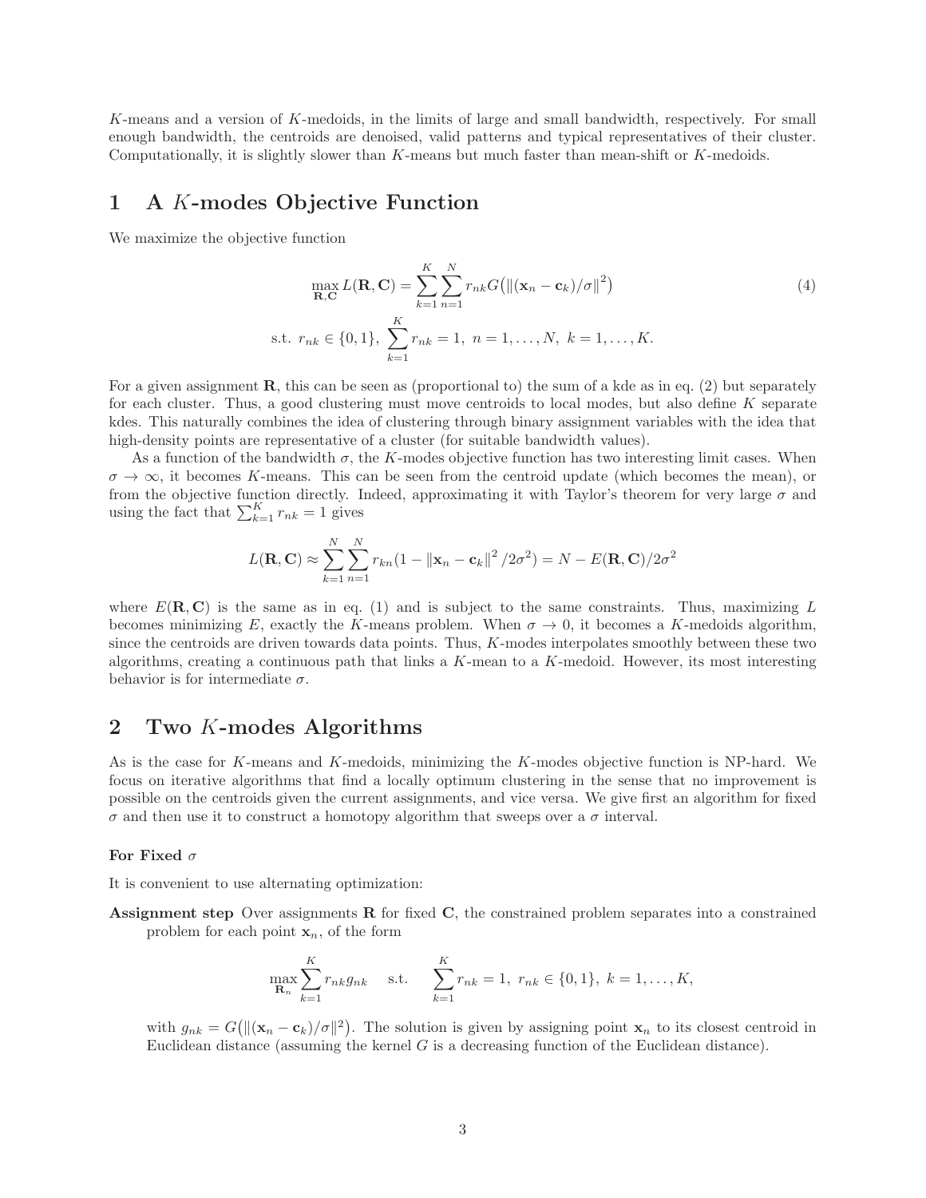$K$-means and a version of $K$-medoids, in the limits of large and small bandwidth, respectively. For small enough bandwidth, the centroids are denoised, valid patterns and typical representatives of their cluster. Computationally, it is slightly slower than $K$-means but much faster than mean-shift or $K$-medoids.

## 1 A $K$-modes Objective Function

We maximize the objective function

$$\max_{\mathbf{R},\mathbf{C}} L(\mathbf{R},\mathbf{C}) = \sum_{k=1}^{K}\sum_{n=1}^{N} r_{nk} G\big(\|(\mathbf{x}_n - \mathbf{c}_k)/\sigma\|^2\big) \tag{4}$$

$$\text{s.t. } r_{nk} \in \{0,1\},\ \sum_{k=1}^{K} r_{nk} = 1,\ n = 1,\dots,N,\ k = 1,\dots,K.$$

For a given assignment $\mathbf{R}$, this can be seen as (proportional to) the sum of a kde as in eq. (2) but separately for each cluster. Thus, a good clustering must move centroids to local modes, but also define $K$ separate kdes. This naturally combines the idea of clustering through binary assignment variables with the idea that high-density points are representative of a cluster (for suitable bandwidth values).

As a function of the bandwidth $\sigma$, the $K$-modes objective function has two interesting limit cases. When $\sigma \to \infty$, it becomes $K$-means. This can be seen from the centroid update (which becomes the mean), or from the objective function directly. Indeed, approximating it with Taylor's theorem for very large $\sigma$ and using the fact that $\sum_{k=1}^{K} r_{nk} = 1$ gives

$$L(\mathbf{R},\mathbf{C}) \approx \sum_{k=1}^{N}\sum_{n=1}^{N} r_{kn}(1 - \|\mathbf{x}_n - \mathbf{c}_k\|^2/2\sigma^2) = N - E(\mathbf{R},\mathbf{C})/2\sigma^2$$

where $E(\mathbf{R},\mathbf{C})$ is the same as in eq. (1) and is subject to the same constraints. Thus, maximizing $L$ becomes minimizing $E$, exactly the $K$-means problem. When $\sigma \to 0$, it becomes a $K$-medoids algorithm, since the centroids are driven towards data points. Thus, $K$-modes interpolates smoothly between these two algorithms, creating a continuous path that links a $K$-mean to a $K$-medoid. However, its most interesting behavior is for intermediate $\sigma$.

## 2 Two $K$-modes Algorithms

As is the case for $K$-means and $K$-medoids, minimizing the $K$-modes objective function is NP-hard. We focus on iterative algorithms that find a locally optimum clustering in the sense that no improvement is possible on the centroids given the current assignments, and vice versa. We give first an algorithm for fixed $\sigma$ and then use it to construct a homotopy algorithm that sweeps over a $\sigma$ interval.

### For Fixed $\sigma$

It is convenient to use alternating optimization:

**Assignment step** Over assignments $\mathbf{R}$ for fixed $\mathbf{C}$, the constrained problem separates into a constrained problem for each point $\mathbf{x}_n$, of the form

$$\max_{\mathbf{R}_n} \sum_{k=1}^{K} r_{nk} g_{nk} \quad \text{s.t.} \quad \sum_{k=1}^{K} r_{nk} = 1,\ r_{nk} \in \{0,1\},\ k = 1,\dots,K,$$

with $g_{nk} = G\big(\|(\mathbf{x}_n - \mathbf{c}_k)/\sigma\|^2\big)$. The solution is given by assigning point $\mathbf{x}_n$ to its closest centroid in Euclidean distance (assuming the kernel $G$ is a decreasing function of the Euclidean distance).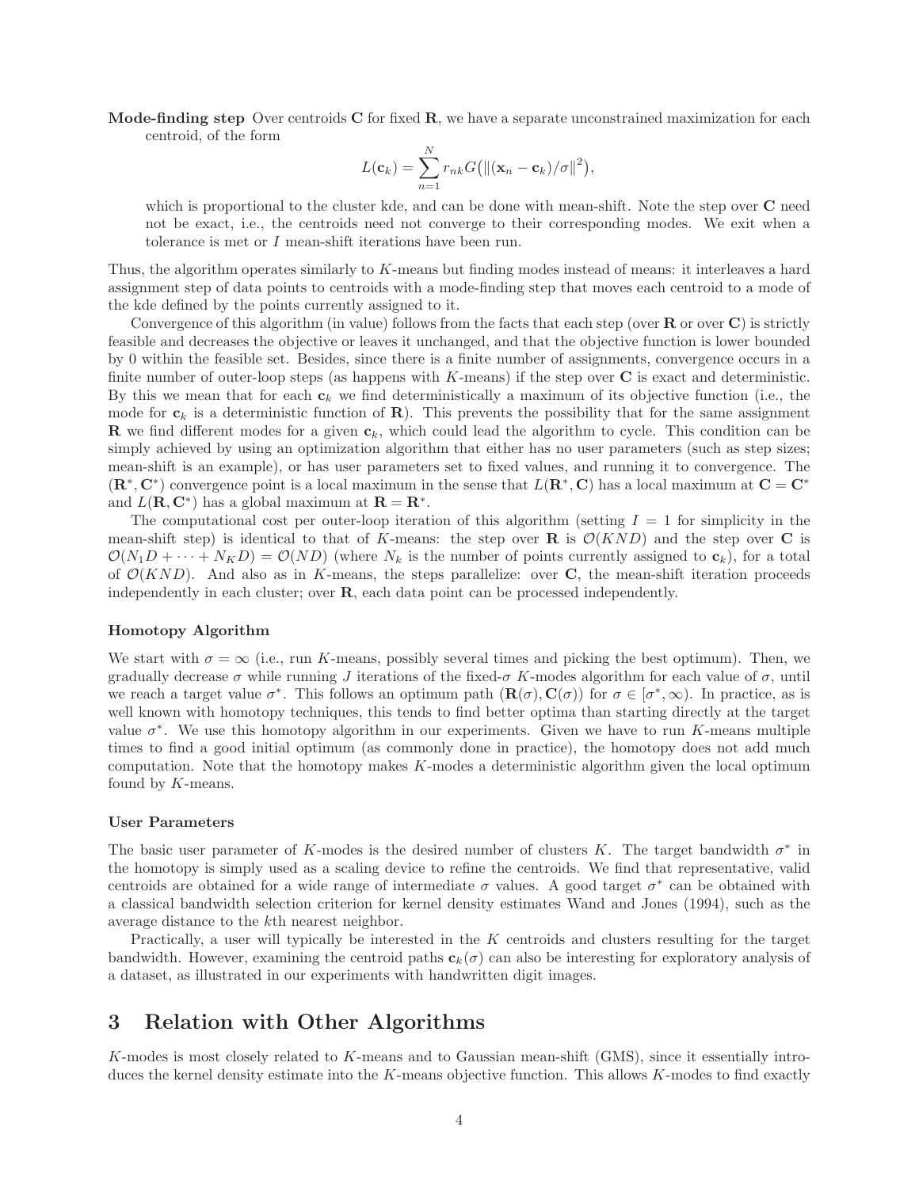**Mode-finding step** Over centroids $\mathbf{C}$ for fixed $\mathbf{R}$, we have a separate unconstrained maximization for each centroid, of the form

$$L(\mathbf{c}_k) = \sum_{n=1}^{N} r_{nk} G\big(\|(\mathbf{x}_n - \mathbf{c}_k)/\sigma\|^2\big),$$

which is proportional to the cluster kde, and can be done with mean-shift. Note the step over $\mathbf{C}$ need not be exact, i.e., the centroids need not converge to their corresponding modes. We exit when a tolerance is met or $I$ mean-shift iterations have been run.

Thus, the algorithm operates similarly to $K$-means but finding modes instead of means: it interleaves a hard assignment step of data points to centroids with a mode-finding step that moves each centroid to a mode of the kde defined by the points currently assigned to it.

Convergence of this algorithm (in value) follows from the facts that each step (over $\mathbf{R}$ or over $\mathbf{C}$) is strictly feasible and decreases the objective or leaves it unchanged, and that the objective function is lower bounded by 0 within the feasible set. Besides, since there is a finite number of assignments, convergence occurs in a finite number of outer-loop steps (as happens with $K$-means) if the step over $\mathbf{C}$ is exact and deterministic. By this we mean that for each $\mathbf{c}_k$ we find deterministically a maximum of its objective function (i.e., the mode for $\mathbf{c}_k$ is a deterministic function of $\mathbf{R}$). This prevents the possibility that for the same assignment $\mathbf{R}$ we find different modes for a given $\mathbf{c}_k$, which could lead the algorithm to cycle. This condition can be simply achieved by using an optimization algorithm that either has no user parameters (such as step sizes; mean-shift is an example), or has user parameters set to fixed values, and running it to convergence. The $(\mathbf{R}^*, \mathbf{C}^*)$ convergence point is a local maximum in the sense that $L(\mathbf{R}^*, \mathbf{C})$ has a local maximum at $\mathbf{C} = \mathbf{C}^*$ and $L(\mathbf{R}, \mathbf{C}^*)$ has a global maximum at $\mathbf{R} = \mathbf{R}^*$.

The computational cost per outer-loop iteration of this algorithm (setting $I = 1$ for simplicity in the mean-shift step) is identical to that of $K$-means: the step over $\mathbf{R}$ is $\mathcal{O}(KND)$ and the step over $\mathbf{C}$ is $\mathcal{O}(N_1 D + \cdots + N_K D) = \mathcal{O}(ND)$ (where $N_k$ is the number of points currently assigned to $\mathbf{c}_k$), for a total of $\mathcal{O}(KND)$. And also as in $K$-means, the steps parallelize: over $\mathbf{C}$, the mean-shift iteration proceeds independently in each cluster; over $\mathbf{R}$, each data point can be processed independently.

### Homotopy Algorithm

We start with $\sigma = \infty$ (i.e., run $K$-means, possibly several times and picking the best optimum). Then, we gradually decrease $\sigma$ while running $J$ iterations of the fixed-$\sigma$ $K$-modes algorithm for each value of $\sigma$, until we reach a target value $\sigma^*$. This follows an optimum path $(\mathbf{R}(\sigma), \mathbf{C}(\sigma))$ for $\sigma \in [\sigma^*, \infty)$. In practice, as is well known with homotopy techniques, this tends to find better optima than starting directly at the target value $\sigma^*$. We use this homotopy algorithm in our experiments. Given we have to run $K$-means multiple times to find a good initial optimum (as commonly done in practice), the homotopy does not add much computation. Note that the homotopy makes $K$-modes a deterministic algorithm given the local optimum found by $K$-means.

### User Parameters

The basic user parameter of $K$-modes is the desired number of clusters $K$. The target bandwidth $\sigma^*$ in the homotopy is simply used as a scaling device to refine the centroids. We find that representative, valid centroids are obtained for a wide range of intermediate $\sigma$ values. A good target $\sigma^*$ can be obtained with a classical bandwidth selection criterion for kernel density estimates Wand and Jones (1994), such as the average distance to the $k$th nearest neighbor.

Practically, a user will typically be interested in the $K$ centroids and clusters resulting for the target bandwidth. However, examining the centroid paths $\mathbf{c}_k(\sigma)$ can also be interesting for exploratory analysis of a dataset, as illustrated in our experiments with handwritten digit images.

## 3 Relation with Other Algorithms

$K$-modes is most closely related to $K$-means and to Gaussian mean-shift (GMS), since it essentially introduces the kernel density estimate into the $K$-means objective function. This allows $K$-modes to find exactly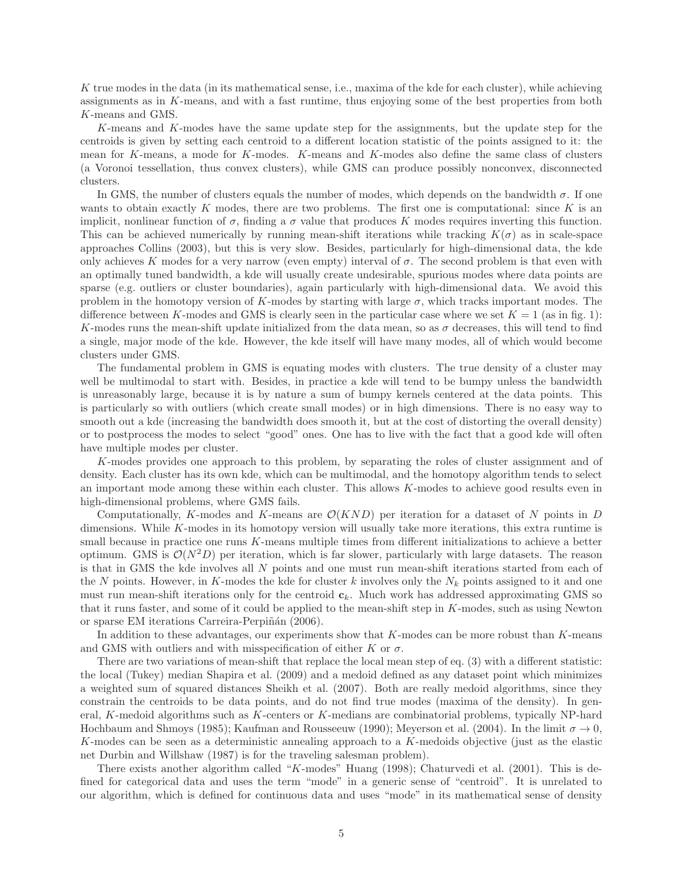$K$ true modes in the data (in its mathematical sense, i.e., maxima of the kde for each cluster), while achieving assignments as in $K$-means, and with a fast runtime, thus enjoying some of the best properties from both $K$-means and GMS.

$K$-means and $K$-modes have the same update step for the assignments, but the update step for the centroids is given by setting each centroid to a different location statistic of the points assigned to it: the mean for $K$-means, a mode for $K$-modes. $K$-means and $K$-modes also define the same class of clusters (a Voronoi tessellation, thus convex clusters), while GMS can produce possibly nonconvex, disconnected clusters.

In GMS, the number of clusters equals the number of modes, which depends on the bandwidth $\sigma$. If one wants to obtain exactly $K$ modes, there are two problems. The first one is computational: since $K$ is an implicit, nonlinear function of $\sigma$, finding a $\sigma$ value that produces $K$ modes requires inverting this function. This can be achieved numerically by running mean-shift iterations while tracking $K(\sigma)$ as in scale-space approaches Collins (2003), but this is very slow. Besides, particularly for high-dimensional data, the kde only achieves $K$ modes for a very narrow (even empty) interval of $\sigma$. The second problem is that even with an optimally tuned bandwidth, a kde will usually create undesirable, spurious modes where data points are sparse (e.g. outliers or cluster boundaries), again particularly with high-dimensional data. We avoid this problem in the homotopy version of $K$-modes by starting with large $\sigma$, which tracks important modes. The difference between $K$-modes and GMS is clearly seen in the particular case where we set $K = 1$ (as in fig. 1): $K$-modes runs the mean-shift update initialized from the data mean, so as $\sigma$ decreases, this will tend to find a single, major mode of the kde. However, the kde itself will have many modes, all of which would become clusters under GMS.

The fundamental problem in GMS is equating modes with clusters. The true density of a cluster may well be multimodal to start with. Besides, in practice a kde will tend to be bumpy unless the bandwidth is unreasonably large, because it is by nature a sum of bumpy kernels centered at the data points. This is particularly so with outliers (which create small modes) or in high dimensions. There is no easy way to smooth out a kde (increasing the bandwidth does smooth it, but at the cost of distorting the overall density) or to postprocess the modes to select "good" ones. One has to live with the fact that a good kde will often have multiple modes per cluster.

$K$-modes provides one approach to this problem, by separating the roles of cluster assignment and of density. Each cluster has its own kde, which can be multimodal, and the homotopy algorithm tends to select an important mode among these within each cluster. This allows $K$-modes to achieve good results even in high-dimensional problems, where GMS fails.

Computationally, $K$-modes and $K$-means are $\mathcal{O}(KND)$ per iteration for a dataset of $N$ points in $D$ dimensions. While $K$-modes in its homotopy version will usually take more iterations, this extra runtime is small because in practice one runs $K$-means multiple times from different initializations to achieve a better optimum. GMS is $\mathcal{O}(N^2D)$ per iteration, which is far slower, particularly with large datasets. The reason is that in GMS the kde involves all $N$ points and one must run mean-shift iterations started from each of the $N$ points. However, in $K$-modes the kde for cluster $k$ involves only the $N_k$ points assigned to it and one must run mean-shift iterations only for the centroid $\mathbf{c}_k$. Much work has addressed approximating GMS so that it runs faster, and some of it could be applied to the mean-shift step in $K$-modes, such as using Newton or sparse EM iterations Carreira-Perpiñán (2006).

In addition to these advantages, our experiments show that $K$-modes can be more robust than $K$-means and GMS with outliers and with misspecification of either $K$ or $\sigma$.

There are two variations of mean-shift that replace the local mean step of eq. (3) with a different statistic: the local (Tukey) median Shapira et al. (2009) and a medoid defined as any dataset point which minimizes a weighted sum of squared distances Sheikh et al. (2007). Both are really medoid algorithms, since they constrain the centroids to be data points, and do not find true modes (maxima of the density). In general, $K$-medoid algorithms such as $K$-centers or $K$-medians are combinatorial problems, typically NP-hard Hochbaum and Shmoys (1985); Kaufman and Rousseeuw (1990); Meyerson et al. (2004). In the limit $\sigma \to 0$, $K$-modes can be seen as a deterministic annealing approach to a $K$-medoids objective (just as the elastic net Durbin and Willshaw (1987) is for the traveling salesman problem).

There exists another algorithm called "$K$-modes" Huang (1998); Chaturvedi et al. (2001). This is defined for categorical data and uses the term "mode" in a generic sense of "centroid". It is unrelated to our algorithm, which is defined for continuous data and uses "mode" in its mathematical sense of density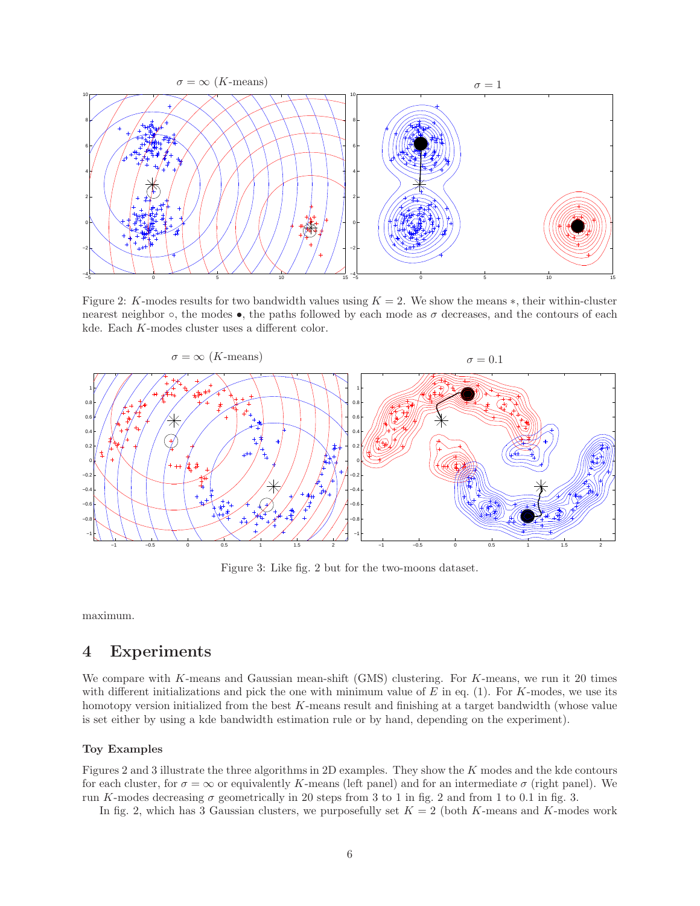Figure 2: $K$-modes results for two bandwidth values using $K = 2$. We show the means $*$, their within-cluster nearest neighbor $\circ$, the modes $\bullet$, the paths followed by each mode as $\sigma$ decreases, and the contours of each kde. Each $K$-modes cluster uses a different color.

Figure 3: Like fig. 2 but for the two-moons dataset.

maximum.

# 4 Experiments

We compare with $K$-means and Gaussian mean-shift (GMS) clustering. For $K$-means, we run it 20 times with different initializations and pick the one with minimum value of $E$ in eq. (1). For $K$-modes, we use its homotopy version initialized from the best $K$-means result and finishing at a target bandwidth (whose value is set either by using a kde bandwidth estimation rule or by hand, depending on the experiment).

### Toy Examples

Figures 2 and 3 illustrate the three algorithms in 2D examples. They show the $K$ modes and the kde contours for each cluster, for $\sigma = \infty$ or equivalently $K$-means (left panel) and for an intermediate $\sigma$ (right panel). We run $K$-modes decreasing $\sigma$ geometrically in 20 steps from 3 to 1 in fig. 2 and from 1 to 0.1 in fig. 3.

In fig. 2, which has 3 Gaussian clusters, we purposefully set $K = 2$ (both $K$-means and $K$-modes work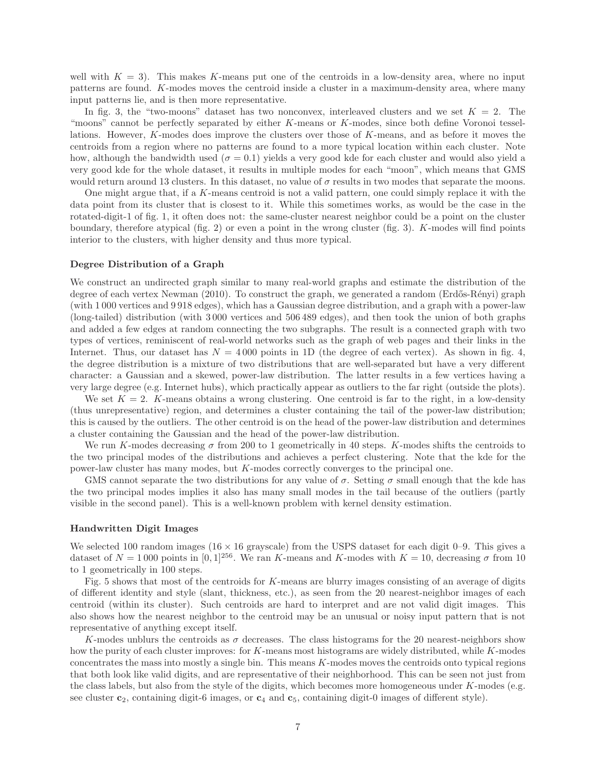well with $K = 3$). This makes $K$-means put one of the centroids in a low-density area, where no input patterns are found. $K$-modes moves the centroid inside a cluster in a maximum-density area, where many input patterns lie, and is then more representative.

In fig. 3, the "two-moons" dataset has two nonconvex, interleaved clusters and we set $K = 2$. The "moons" cannot be perfectly separated by either $K$-means or $K$-modes, since both define Voronoi tessellations. However, $K$-modes does improve the clusters over those of $K$-means, and as before it moves the centroids from a region where no patterns are found to a more typical location within each cluster. Note how, although the bandwidth used ($\sigma = 0.1$) yields a very good kde for each cluster and would also yield a very good kde for the whole dataset, it results in multiple modes for each "moon", which means that GMS would return around 13 clusters. In this dataset, no value of $\sigma$ results in two modes that separate the moons.

One might argue that, if a $K$-means centroid is not a valid pattern, one could simply replace it with the data point from its cluster that is closest to it. While this sometimes works, as would be the case in the rotated-digit-1 of fig. 1, it often does not: the same-cluster nearest neighbor could be a point on the cluster boundary, therefore atypical (fig. 2) or even a point in the wrong cluster (fig. 3). $K$-modes will find points interior to the clusters, with higher density and thus more typical.

### Degree Distribution of a Graph

We construct an undirected graph similar to many real-world graphs and estimate the distribution of the degree of each vertex Newman (2010). To construct the graph, we generated a random (Erdős-Rényi) graph (with 1 000 vertices and 9 918 edges), which has a Gaussian degree distribution, and a graph with a power-law (long-tailed) distribution (with 3 000 vertices and 506 489 edges), and then took the union of both graphs and added a few edges at random connecting the two subgraphs. The result is a connected graph with two types of vertices, reminiscent of real-world networks such as the graph of web pages and their links in the Internet. Thus, our dataset has $N = 4\,000$ points in 1D (the degree of each vertex). As shown in fig. 4, the degree distribution is a mixture of two distributions that are well-separated but have a very different character: a Gaussian and a skewed, power-law distribution. The latter results in a few vertices having a very large degree (e.g. Internet hubs), which practically appear as outliers to the far right (outside the plots).

We set $K = 2$. $K$-means obtains a wrong clustering. One centroid is far to the right, in a low-density (thus unrepresentative) region, and determines a cluster containing the tail of the power-law distribution; this is caused by the outliers. The other centroid is on the head of the power-law distribution and determines a cluster containing the Gaussian and the head of the power-law distribution.

We run $K$-modes decreasing $\sigma$ from 200 to 1 geometrically in 40 steps. $K$-modes shifts the centroids to the two principal modes of the distributions and achieves a perfect clustering. Note that the kde for the power-law cluster has many modes, but $K$-modes correctly converges to the principal one.

GMS cannot separate the two distributions for any value of $\sigma$. Setting $\sigma$ small enough that the kde has the two principal modes implies it also has many small modes in the tail because of the outliers (partly visible in the second panel). This is a well-known problem with kernel density estimation.

### Handwritten Digit Images

We selected 100 random images ($16 \times 16$ grayscale) from the USPS dataset for each digit 0–9. This gives a dataset of $N = 1\,000$ points in $[0, 1]^{256}$. We ran $K$-means and $K$-modes with $K = 10$, decreasing $\sigma$ from 10 to 1 geometrically in 100 steps.

Fig. 5 shows that most of the centroids for $K$-means are blurry images consisting of an average of digits of different identity and style (slant, thickness, etc.), as seen from the 20 nearest-neighbor images of each centroid (within its cluster). Such centroids are hard to interpret and are not valid digit images. This also shows how the nearest neighbor to the centroid may be an unusual or noisy input pattern that is not representative of anything except itself.

$K$-modes unblurs the centroids as $\sigma$ decreases. The class histograms for the 20 nearest-neighbors show how the purity of each cluster improves: for $K$-means most histograms are widely distributed, while $K$-modes concentrates the mass into mostly a single bin. This means $K$-modes moves the centroids onto typical regions that both look like valid digits, and are representative of their neighborhood. This can be seen not just from the class labels, but also from the style of the digits, which becomes more homogeneous under $K$-modes (e.g. see cluster $\mathbf{c}_2$, containing digit-6 images, or $\mathbf{c}_4$ and $\mathbf{c}_5$, containing digit-0 images of different style).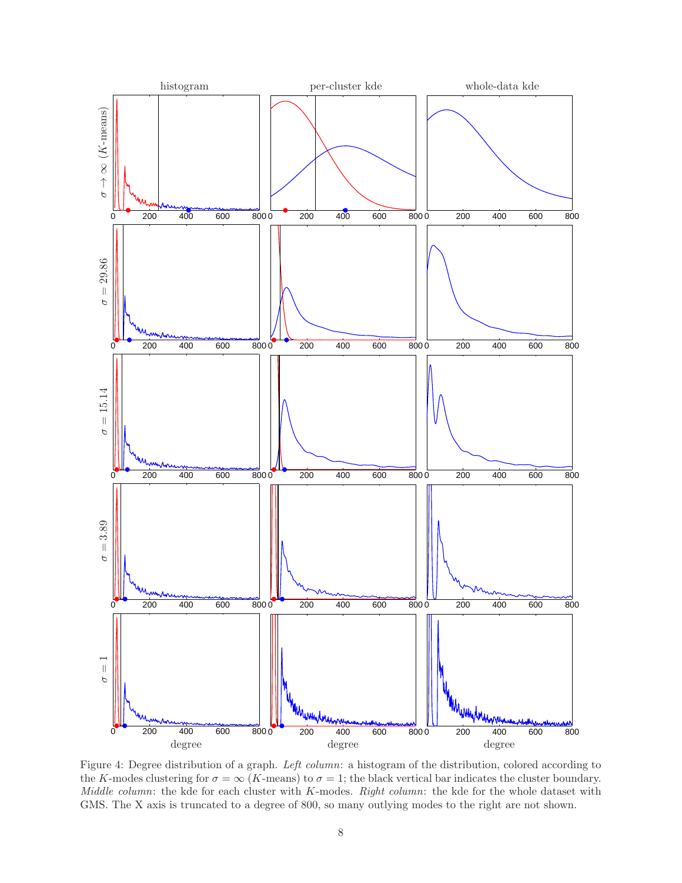Figure 4: Degree distribution of a graph. *Left column*: a histogram of the distribution, colored according to the $K$-modes clustering for $\sigma = \infty$ ($K$-means) to $\sigma = 1$; the black vertical bar indicates the cluster boundary. *Middle column*: the kde for each cluster with $K$-modes. *Right column*: the kde for the whole dataset with GMS. The X axis is truncated to a degree of 800, so many outlying modes to the right are not shown.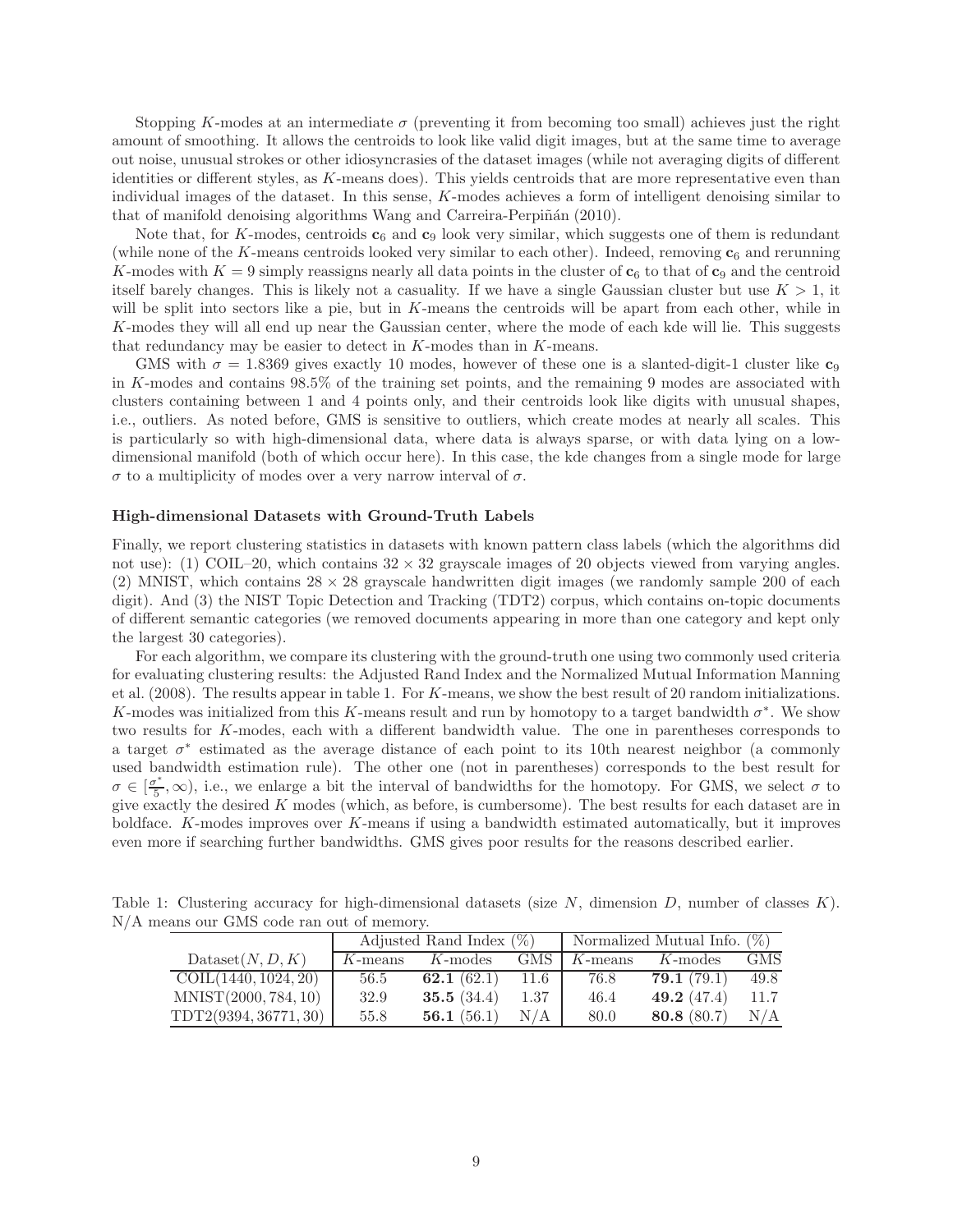Stopping $K$-modes at an intermediate $\sigma$ (preventing it from becoming too small) achieves just the right amount of smoothing. It allows the centroids to look like valid digit images, but at the same time to average out noise, unusual strokes or other idiosyncracies of the dataset images (while not averaging digits of different identities or different styles, as $K$-means does). This yields centroids that are more representative even than individual images of the dataset. In this sense, $K$-modes achieves a form of intelligent denoising similar to that of manifold denoising algorithms Wang and Carreira-Perpiñán (2010).

Note that, for $K$-modes, centroids $\mathbf{c}_6$ and $\mathbf{c}_9$ look very similar, which suggests one of them is redundant (while none of the $K$-means centroids looked very similar to each other). Indeed, removing $\mathbf{c}_6$ and rerunning $K$-modes with $K = 9$ simply reassigns nearly all data points in the cluster of $\mathbf{c}_6$ to that of $\mathbf{c}_9$ and the centroid itself barely changes. This is likely not a casuality. If we have a single Gaussian cluster but use $K > 1$, it will be split into sectors like a pie, but in $K$-means the centroids will be apart from each other, while in $K$-modes they will all end up near the Gaussian center, where the mode of each kde will lie. This suggests that redundancy may be easier to detect in $K$-modes than in $K$-means.

GMS with $\sigma = 1.8369$ gives exactly 10 modes, however of these one is a slanted-digit-1 cluster like $\mathbf{c}_9$ in $K$-modes and contains 98.5% of the training set points, and the remaining 9 modes are associated with clusters containing between 1 and 4 points only, and their centroids look like digits with unusual shapes, i.e., outliers. As noted before, GMS is sensitive to outliers, which create modes at nearly all scales. This is particularly so with high-dimensional data, where data is always sparse, or with data lying on a low-dimensional manifold (both of which occur here). In this case, the kde changes from a single mode for large $\sigma$ to a multiplicity of modes over a very narrow interval of $\sigma$.

#### High-dimensional Datasets with Ground-Truth Labels

Finally, we report clustering statistics in datasets with known pattern class labels (which the algorithms did not use): (1) COIL–20, which contains $32 \times 32$ grayscale images of 20 objects viewed from varying angles. (2) MNIST, which contains $28 \times 28$ grayscale handwritten digit images (we randomly sample 200 of each digit). And (3) the NIST Topic Detection and Tracking (TDT2) corpus, which contains on-topic documents of different semantic categories (we removed documents appearing in more than one category and kept only the largest 30 categories).

For each algorithm, we compare its clustering with the ground-truth one using two commonly used criteria for evaluating clustering results: the Adjusted Rand Index and the Normalized Mutual Information Manning et al. (2008). The results appear in table 1. For $K$-means, we show the best result of 20 random initializations. $K$-modes was initialized from this $K$-means result and run by homotopy to a target bandwidth $\sigma^*$. We show two results for $K$-modes, each with a different bandwidth value. The one in parentheses corresponds to a target $\sigma^*$ estimated as the average distance of each point to its 10th nearest neighbor (a commonly used bandwidth estimation rule). The other one (not in parentheses) corresponds to the best result for $\sigma \in [\frac{\sigma^*}{5}, \infty)$, i.e., we enlarge a bit the interval of bandwidths for the homotopy. For GMS, we select $\sigma$ to give exactly the desired $K$ modes (which, as before, is cumbersome). The best results for each dataset are in boldface. $K$-modes improves over $K$-means if using a bandwidth estimated automatically, but it improves even more if searching further bandwidths. GMS gives poor results for the reasons described earlier.

Table 1: Clustering accuracy for high-dimensional datasets (size $N$, dimension $D$, number of classes $K$). N/A means our GMS code ran out of memory.

| | Adjusted Rand Index (%) | | | Normalized Mutual Info. (%) | | |
|---|---|---|---|---|---|---|
| Dataset$(N, D, K)$ | $K$-means | $K$-modes | GMS | $K$-means | $K$-modes | GMS |
| COIL$(1440, 1024, 20)$ | 56.5 | **62.1** (62.1) | 11.6 | 76.8 | **79.1** (79.1) | 49.8 |
| MNIST$(2000, 784, 10)$ | 32.9 | **35.5** (34.4) | 1.37 | 46.4 | **49.2** (47.4) | 11.7 |
| TDT2$(9394, 36771, 30)$ | 55.8 | **56.1** (56.1) | N/A | 80.0 | **80.8** (80.7) | N/A |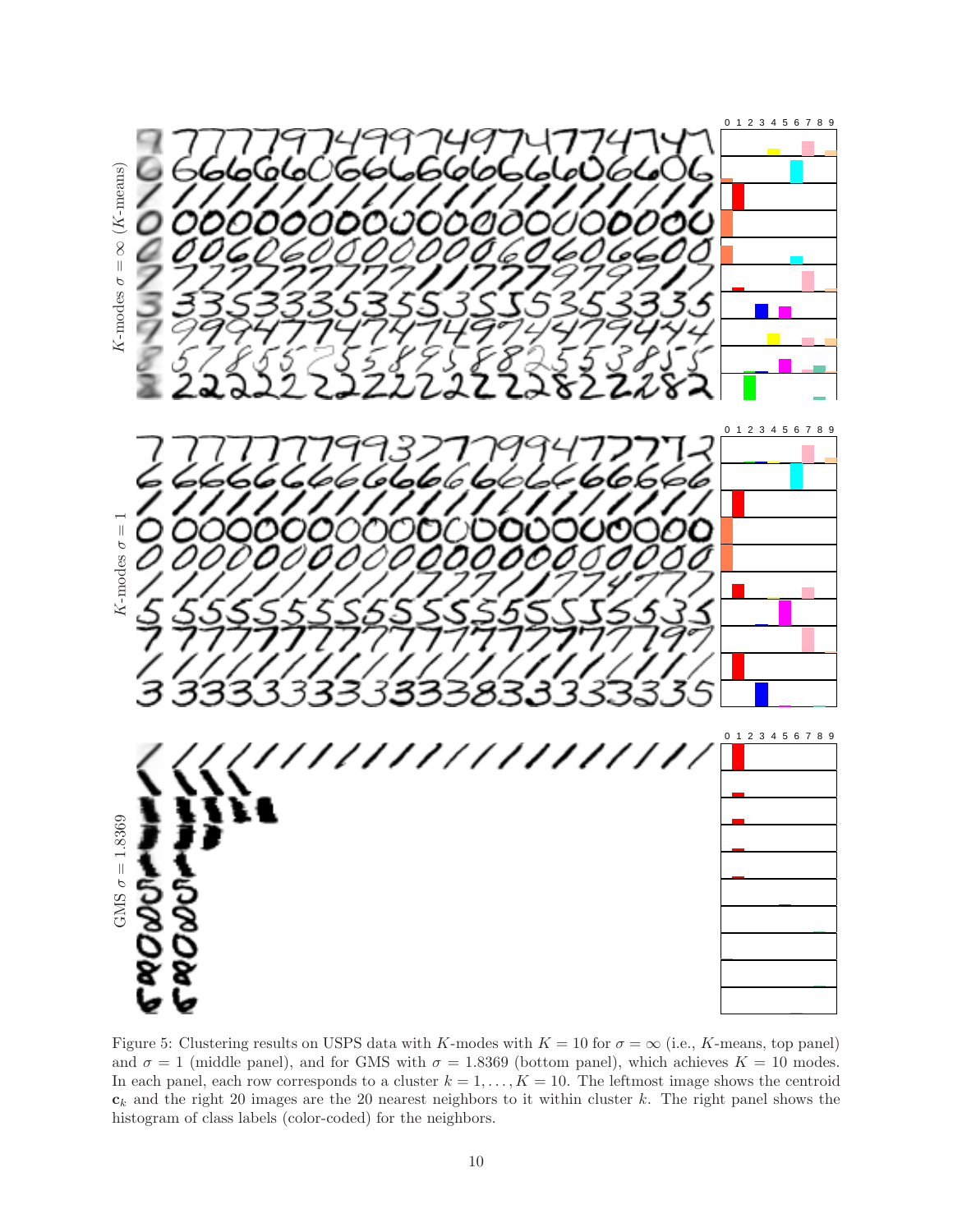Figure 5: Clustering results on USPS data with $K$-modes with $K = 10$ for $\sigma = \infty$ (i.e., $K$-means, top panel) and $\sigma = 1$ (middle panel), and for GMS with $\sigma = 1.8369$ (bottom panel), which achieves $K = 10$ modes. In each panel, each row corresponds to a cluster $k = 1, \dots, K = 10$. The leftmost image shows the centroid $\mathbf{c}_k$ and the right 20 images are the 20 nearest neighbors to it within cluster $k$. The right panel shows the histogram of class labels (color-coded) for the neighbors.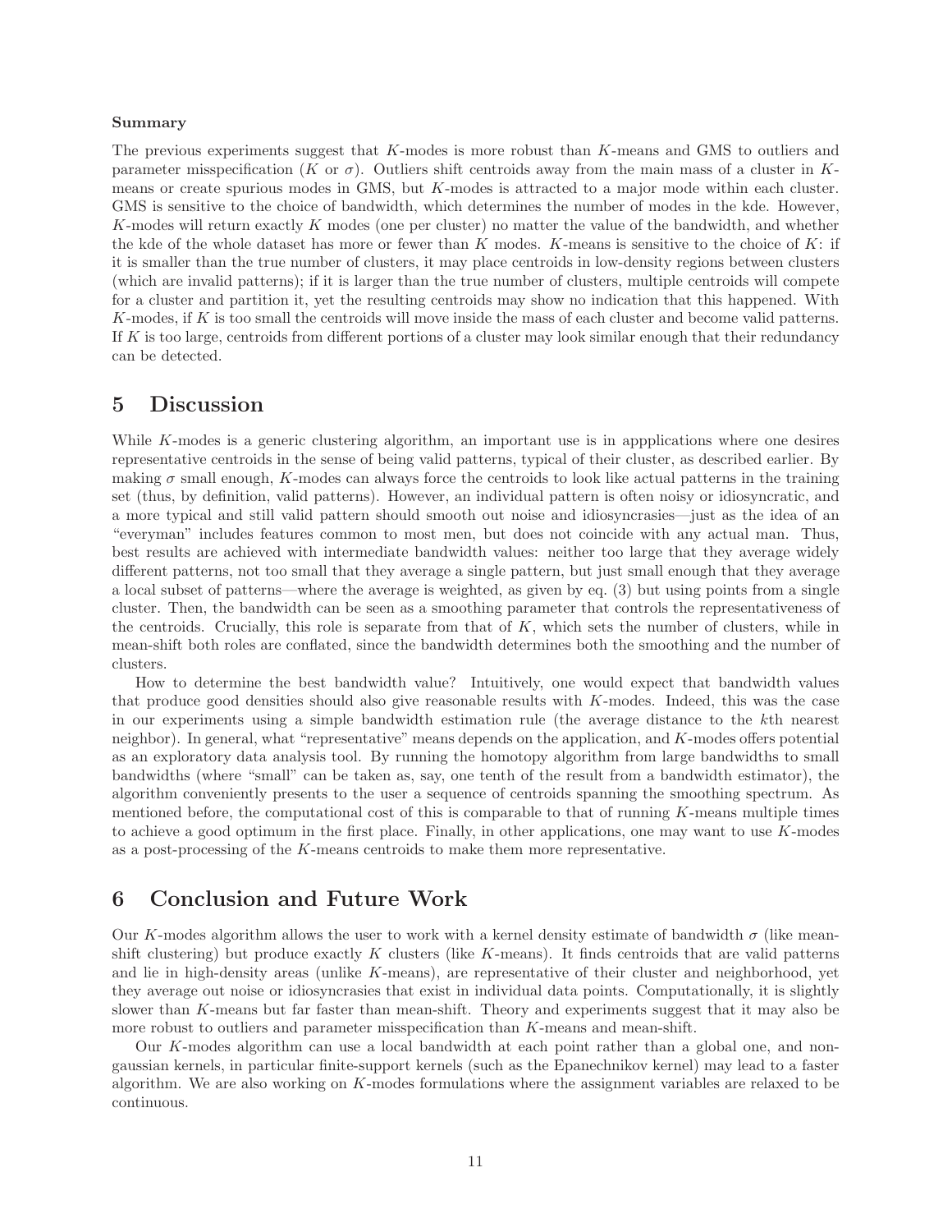**Summary**

The previous experiments suggest that $K$-modes is more robust than $K$-means and GMS to outliers and parameter misspecification ($K$ or $\sigma$). Outliers shift centroids away from the main mass of a cluster in $K$-means or create spurious modes in GMS, but $K$-modes is attracted to a major mode within each cluster. GMS is sensitive to the choice of bandwidth, which determines the number of modes in the kde. However, $K$-modes will return exactly $K$ modes (one per cluster) no matter the value of the bandwidth, and whether the kde of the whole dataset has more or fewer than $K$ modes. $K$-means is sensitive to the choice of $K$: if it is smaller than the true number of clusters, it may place centroids in low-density regions between clusters (which are invalid patterns); if it is larger than the true number of clusters, multiple centroids will compete for a cluster and partition it, yet the resulting centroids may show no indication that this happened. With $K$-modes, if $K$ is too small the centroids will move inside the mass of each cluster and become valid patterns. If $K$ is too large, centroids from different portions of a cluster may look similar enough that their redundancy can be detected.

# 5 Discussion

While $K$-modes is a generic clustering algorithm, an important use is in appplications where one desires representative centroids in the sense of being valid patterns, typical of their cluster, as described earlier. By making $\sigma$ small enough, $K$-modes can always force the centroids to look like actual patterns in the training set (thus, by definition, valid patterns). However, an individual pattern is often noisy or idiosyncratic, and a more typical and still valid pattern should smooth out noise and idiosyncrasies—just as the idea of an "everyman" includes features common to most men, but does not coincide with any actual man. Thus, best results are achieved with intermediate bandwidth values: neither too large that they average widely different patterns, not too small that they average a single pattern, but just small enough that they average a local subset of patterns—where the average is weighted, as given by eq. (3) but using points from a single cluster. Then, the bandwidth can be seen as a smoothing parameter that controls the representativeness of the centroids. Crucially, this role is separate from that of $K$, which sets the number of clusters, while in mean-shift both roles are conflated, since the bandwidth determines both the smoothing and the number of clusters.

How to determine the best bandwidth value? Intuitively, one would expect that bandwidth values that produce good densities should also give reasonable results with $K$-modes. Indeed, this was the case in our experiments using a simple bandwidth estimation rule (the average distance to the $k$th nearest neighbor). In general, what "representative" means depends on the application, and $K$-modes offers potential as an exploratory data analysis tool. By running the homotopy algorithm from large bandwidths to small bandwidths (where "small" can be taken as, say, one tenth of the result from a bandwidth estimator), the algorithm conveniently presents to the user a sequence of centroids spanning the smoothing spectrum. As mentioned before, the computational cost of this is comparable to that of running $K$-means multiple times to achieve a good optimum in the first place. Finally, in other applications, one may want to use $K$-modes as a post-processing of the $K$-means centroids to make them more representative.

# 6 Conclusion and Future Work

Our $K$-modes algorithm allows the user to work with a kernel density estimate of bandwidth $\sigma$ (like mean-shift clustering) but produce exactly $K$ clusters (like $K$-means). It finds centroids that are valid patterns and lie in high-density areas (unlike $K$-means), are representative of their cluster and neighborhood, yet they average out noise or idiosyncrasies that exist in individual data points. Computationally, it is slightly slower than $K$-means but far faster than mean-shift. Theory and experiments suggest that it may also be more robust to outliers and parameter misspecification than $K$-means and mean-shift.

Our $K$-modes algorithm can use a local bandwidth at each point rather than a global one, and non-gaussian kernels, in particular finite-support kernels (such as the Epanechnikov kernel) may lead to a faster algorithm. We are also working on $K$-modes formulations where the assignment variables are relaxed to be continuous.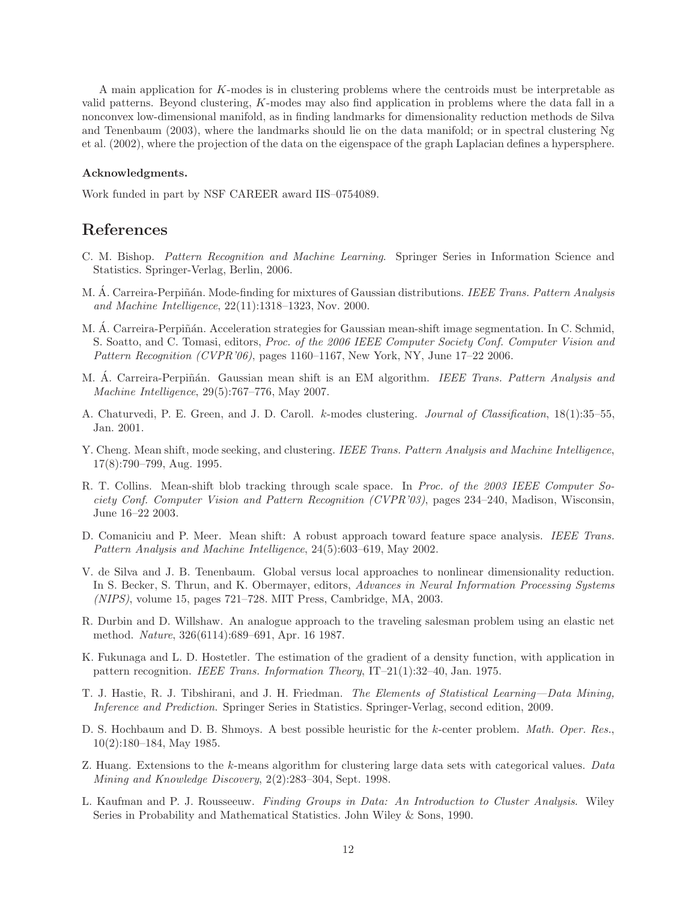A main application for $K$-modes is in clustering problems where the centroids must be interpretable as valid patterns. Beyond clustering, $K$-modes may also find application in problems where the data fall in a nonconvex low-dimensional manifold, as in finding landmarks for dimensionality reduction methods de Silva and Tenenbaum (2003), where the landmarks should lie on the data manifold; or in spectral clustering Ng et al. (2002), where the projection of the data on the eigenspace of the graph Laplacian defines a hypersphere.

**Acknowledgments.**

Work funded in part by NSF CAREER award IIS–0754089.

# References

C. M. Bishop. *Pattern Recognition and Machine Learning*. Springer Series in Information Science and Statistics. Springer-Verlag, Berlin, 2006.

M. Á. Carreira-Perpiñán. Mode-finding for mixtures of Gaussian distributions. *IEEE Trans. Pattern Analysis and Machine Intelligence*, 22(11):1318–1323, Nov. 2000.

M. Á. Carreira-Perpiñán. Acceleration strategies for Gaussian mean-shift image segmentation. In C. Schmid, S. Soatto, and C. Tomasi, editors, *Proc. of the 2006 IEEE Computer Society Conf. Computer Vision and Pattern Recognition (CVPR'06)*, pages 1160–1167, New York, NY, June 17–22 2006.

M. Á. Carreira-Perpiñán. Gaussian mean shift is an EM algorithm. *IEEE Trans. Pattern Analysis and Machine Intelligence*, 29(5):767–776, May 2007.

A. Chaturvedi, P. E. Green, and J. D. Caroll. $k$-modes clustering. *Journal of Classification*, 18(1):35–55, Jan. 2001.

Y. Cheng. Mean shift, mode seeking, and clustering. *IEEE Trans. Pattern Analysis and Machine Intelligence*, 17(8):790–799, Aug. 1995.

R. T. Collins. Mean-shift blob tracking through scale space. In *Proc. of the 2003 IEEE Computer Society Conf. Computer Vision and Pattern Recognition (CVPR'03)*, pages 234–240, Madison, Wisconsin, June 16–22 2003.

D. Comaniciu and P. Meer. Mean shift: A robust approach toward feature space analysis. *IEEE Trans. Pattern Analysis and Machine Intelligence*, 24(5):603–619, May 2002.

V. de Silva and J. B. Tenenbaum. Global versus local approaches to nonlinear dimensionality reduction. In S. Becker, S. Thrun, and K. Obermayer, editors, *Advances in Neural Information Processing Systems (NIPS)*, volume 15, pages 721–728. MIT Press, Cambridge, MA, 2003.

R. Durbin and D. Willshaw. An analogue approach to the traveling salesman problem using an elastic net method. *Nature*, 326(6114):689–691, Apr. 16 1987.

K. Fukunaga and L. D. Hostetler. The estimation of the gradient of a density function, with application in pattern recognition. *IEEE Trans. Information Theory*, IT–21(1):32–40, Jan. 1975.

T. J. Hastie, R. J. Tibshirani, and J. H. Friedman. *The Elements of Statistical Learning—Data Mining, Inference and Prediction*. Springer Series in Statistics. Springer-Verlag, second edition, 2009.

D. S. Hochbaum and D. B. Shmoys. A best possible heuristic for the $k$-center problem. *Math. Oper. Res.*, 10(2):180–184, May 1985.

Z. Huang. Extensions to the $k$-means algorithm for clustering large data sets with categorical values. *Data Mining and Knowledge Discovery*, 2(2):283–304, Sept. 1998.

L. Kaufman and P. J. Rousseeuw. *Finding Groups in Data: An Introduction to Cluster Analysis*. Wiley Series in Probability and Mathematical Statistics. John Wiley & Sons, 1990.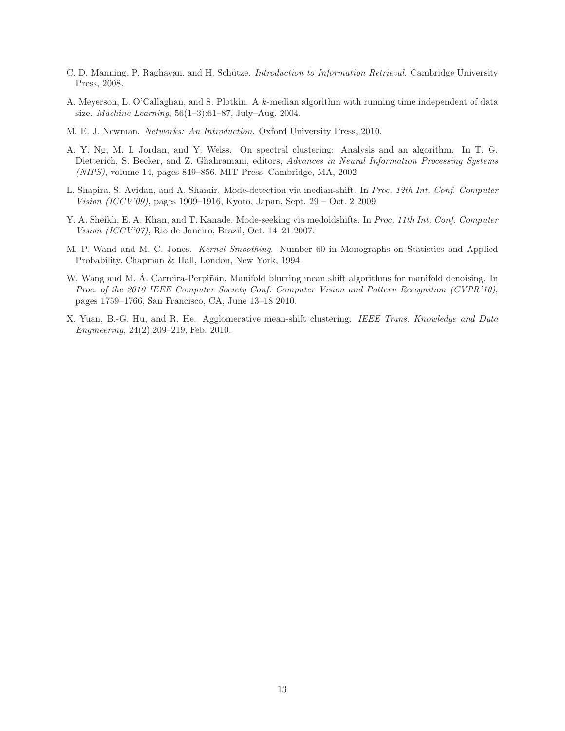C. D. Manning, P. Raghavan, and H. Schütze. *Introduction to Information Retrieval*. Cambridge University Press, 2008.

A. Meyerson, L. O'Callaghan, and S. Plotkin. A $k$-median algorithm with running time independent of data size. *Machine Learning*, 56(1–3):61–87, July–Aug. 2004.

M. E. J. Newman. *Networks: An Introduction*. Oxford University Press, 2010.

A. Y. Ng, M. I. Jordan, and Y. Weiss. On spectral clustering: Analysis and an algorithm. In T. G. Dietterich, S. Becker, and Z. Ghahramani, editors, *Advances in Neural Information Processing Systems (NIPS)*, volume 14, pages 849–856. MIT Press, Cambridge, MA, 2002.

L. Shapira, S. Avidan, and A. Shamir. Mode-detection via median-shift. In *Proc. 12th Int. Conf. Computer Vision (ICCV'09)*, pages 1909–1916, Kyoto, Japan, Sept. 29 – Oct. 2 2009.

Y. A. Sheikh, E. A. Khan, and T. Kanade. Mode-seeking via medoidshifts. In *Proc. 11th Int. Conf. Computer Vision (ICCV'07)*, Rio de Janeiro, Brazil, Oct. 14–21 2007.

M. P. Wand and M. C. Jones. *Kernel Smoothing*. Number 60 in Monographs on Statistics and Applied Probability. Chapman & Hall, London, New York, 1994.

W. Wang and M. Á. Carreira-Perpiñán. Manifold blurring mean shift algorithms for manifold denoising. In *Proc. of the 2010 IEEE Computer Society Conf. Computer Vision and Pattern Recognition (CVPR'10)*, pages 1759–1766, San Francisco, CA, June 13–18 2010.

X. Yuan, B.-G. Hu, and R. He. Agglomerative mean-shift clustering. *IEEE Trans. Knowledge and Data Engineering*, 24(2):209–219, Feb. 2010.